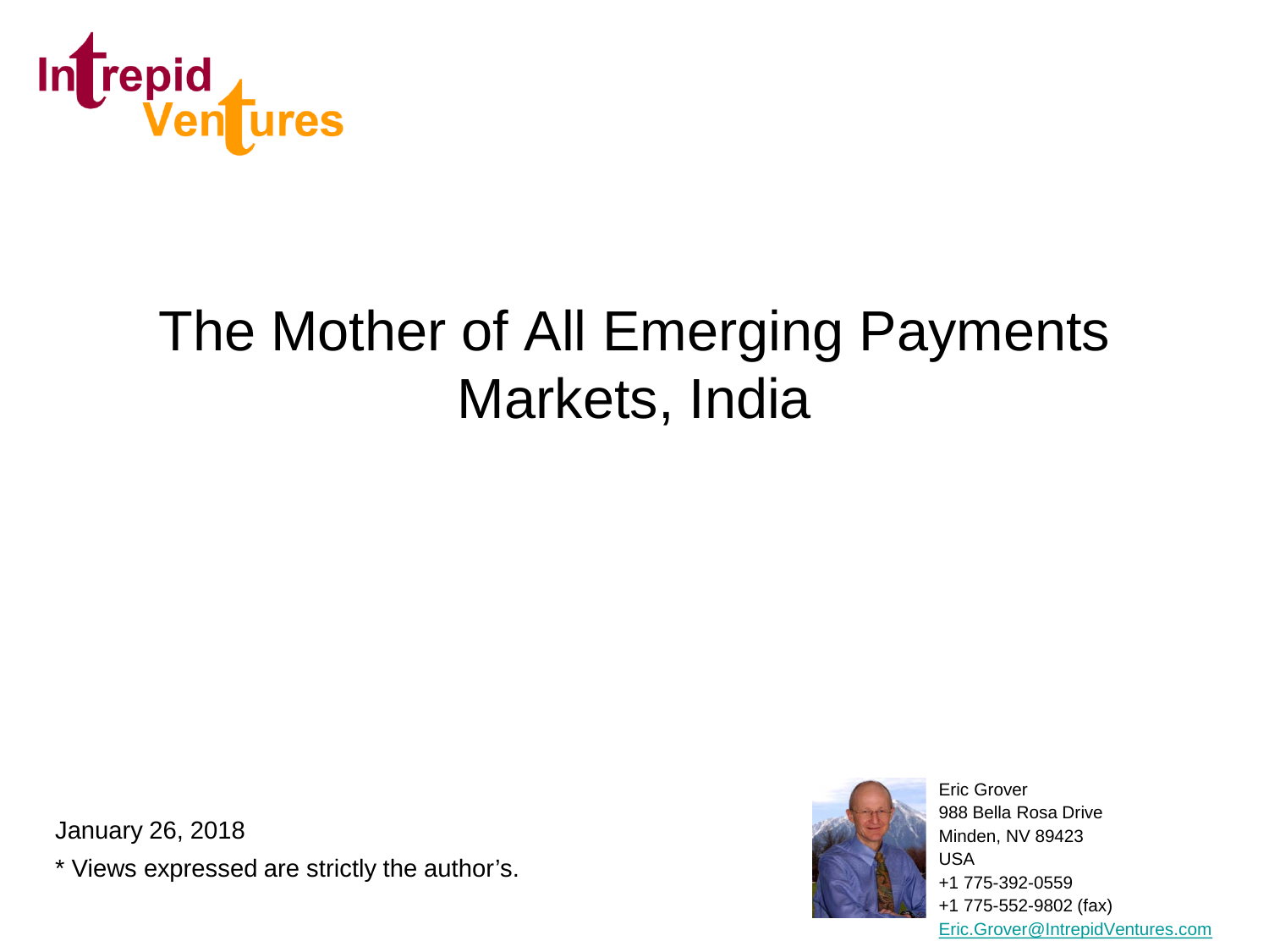Intrepid Ventures

# The Mother of All Emerging Payments Markets, India

January 26, 2018

* Views expressed are strictly the author's.

Eric Grover
988 Bella Rosa Drive
Minden, NV 89423
USA
+1 775-392-0559
+1 775-552-9802 (fax)
Eric.Grover@IntrepidVentures.com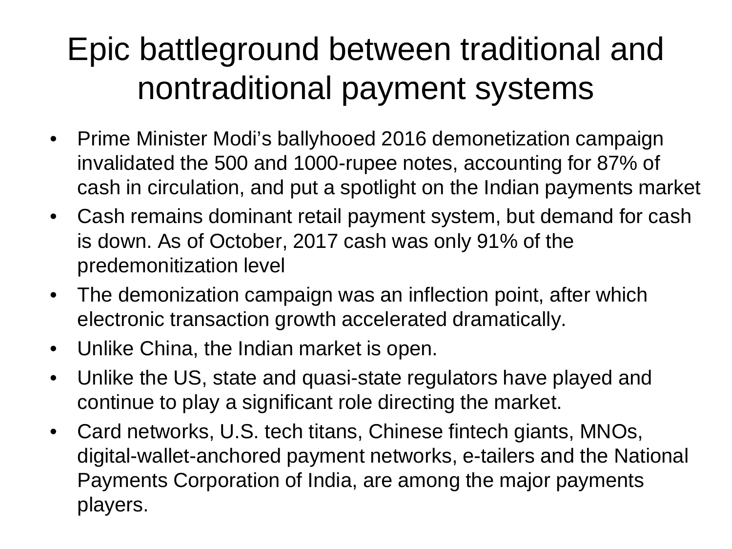# Epic battleground between traditional and nontraditional payment systems

- Prime Minister Modi's ballyhooed 2016 demonetization campaign invalidated the 500 and 1000-rupee notes, accounting for 87% of cash in circulation, and put a spotlight on the Indian payments market
- Cash remains dominant retail payment system, but demand for cash is down. As of October, 2017 cash was only 91% of the predemonitization level
- The demonization campaign was an inflection point, after which electronic transaction growth accelerated dramatically.
- Unlike China, the Indian market is open.
- Unlike the US, state and quasi-state regulators have played and continue to play a significant role directing the market.
- Card networks, U.S. tech titans, Chinese fintech giants, MNOs, digital-wallet-anchored payment networks, e-tailers and the National Payments Corporation of India, are among the major payments players.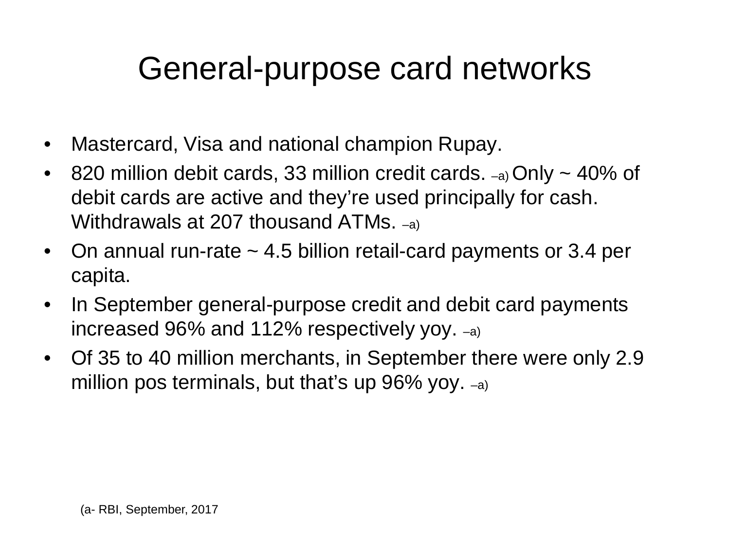# General-purpose card networks

- Mastercard, Visa and national champion Rupay.
- 820 million debit cards, 33 million credit cards. –a) Only ~ 40% of debit cards are active and they're used principally for cash. Withdrawals at 207 thousand ATMs. –a)
- On annual run-rate ~ 4.5 billion retail-card payments or 3.4 per capita.
- In September general-purpose credit and debit card payments increased 96% and 112% respectively yoy. –a)
- Of 35 to 40 million merchants, in September there were only 2.9 million pos terminals, but that's up 96% yoy. –a)

(a- RBI, September, 2017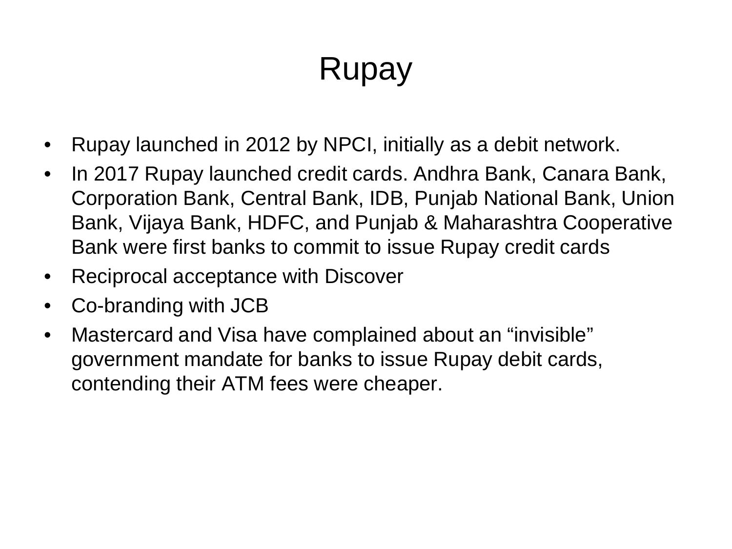# Rupay

- Rupay launched in 2012 by NPCI, initially as a debit network.
- In 2017 Rupay launched credit cards. Andhra Bank, Canara Bank, Corporation Bank, Central Bank, IDB, Punjab National Bank, Union Bank, Vijaya Bank, HDFC, and Punjab & Maharashtra Cooperative Bank were first banks to commit to issue Rupay credit cards
- Reciprocal acceptance with Discover
- Co-branding with JCB
- Mastercard and Visa have complained about an "invisible" government mandate for banks to issue Rupay debit cards, contending their ATM fees were cheaper.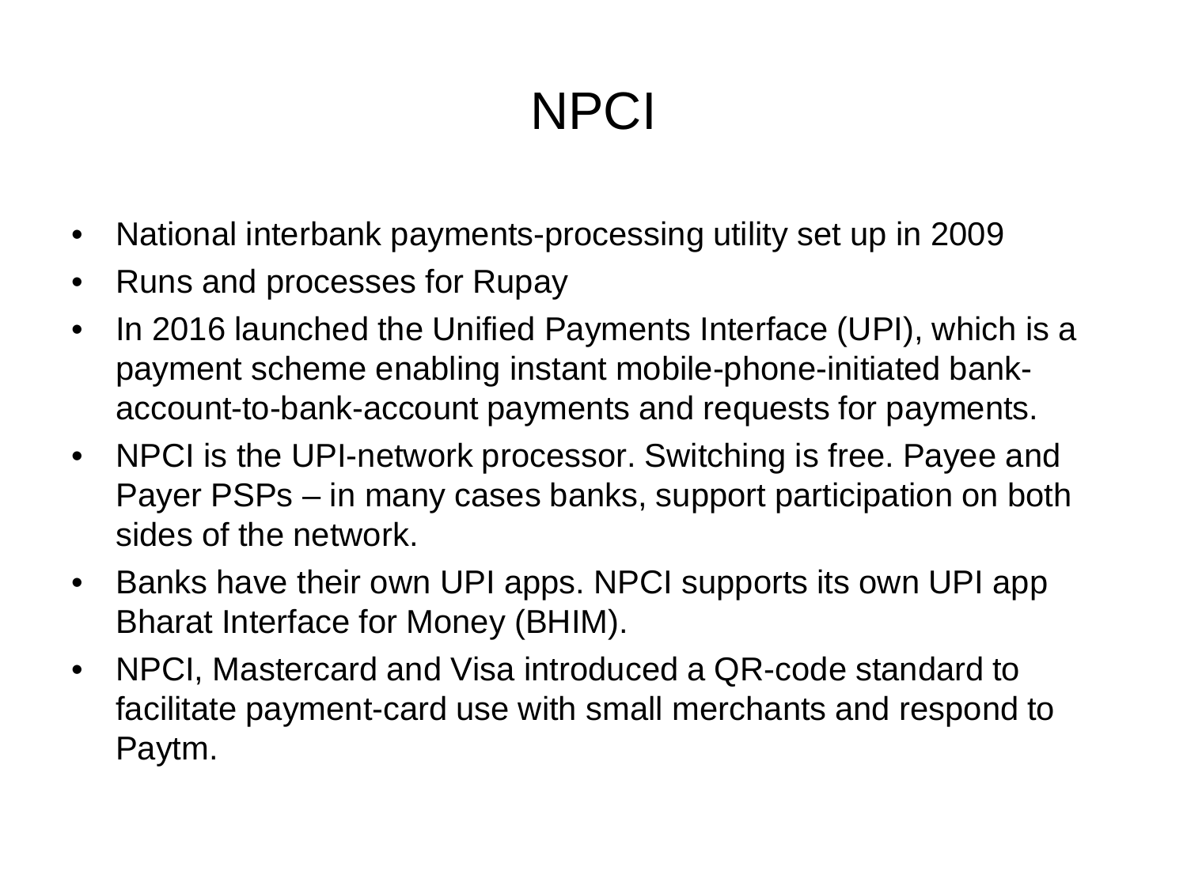# NPCI

- National interbank payments-processing utility set up in 2009
- Runs and processes for Rupay
- In 2016 launched the Unified Payments Interface (UPI), which is a payment scheme enabling instant mobile-phone-initiated bank-account-to-bank-account payments and requests for payments.
- NPCI is the UPI-network processor. Switching is free. Payee and Payer PSPs – in many cases banks, support participation on both sides of the network.
- Banks have their own UPI apps. NPCI supports its own UPI app Bharat Interface for Money (BHIM).
- NPCI, Mastercard and Visa introduced a QR-code standard to facilitate payment-card use with small merchants and respond to Paytm.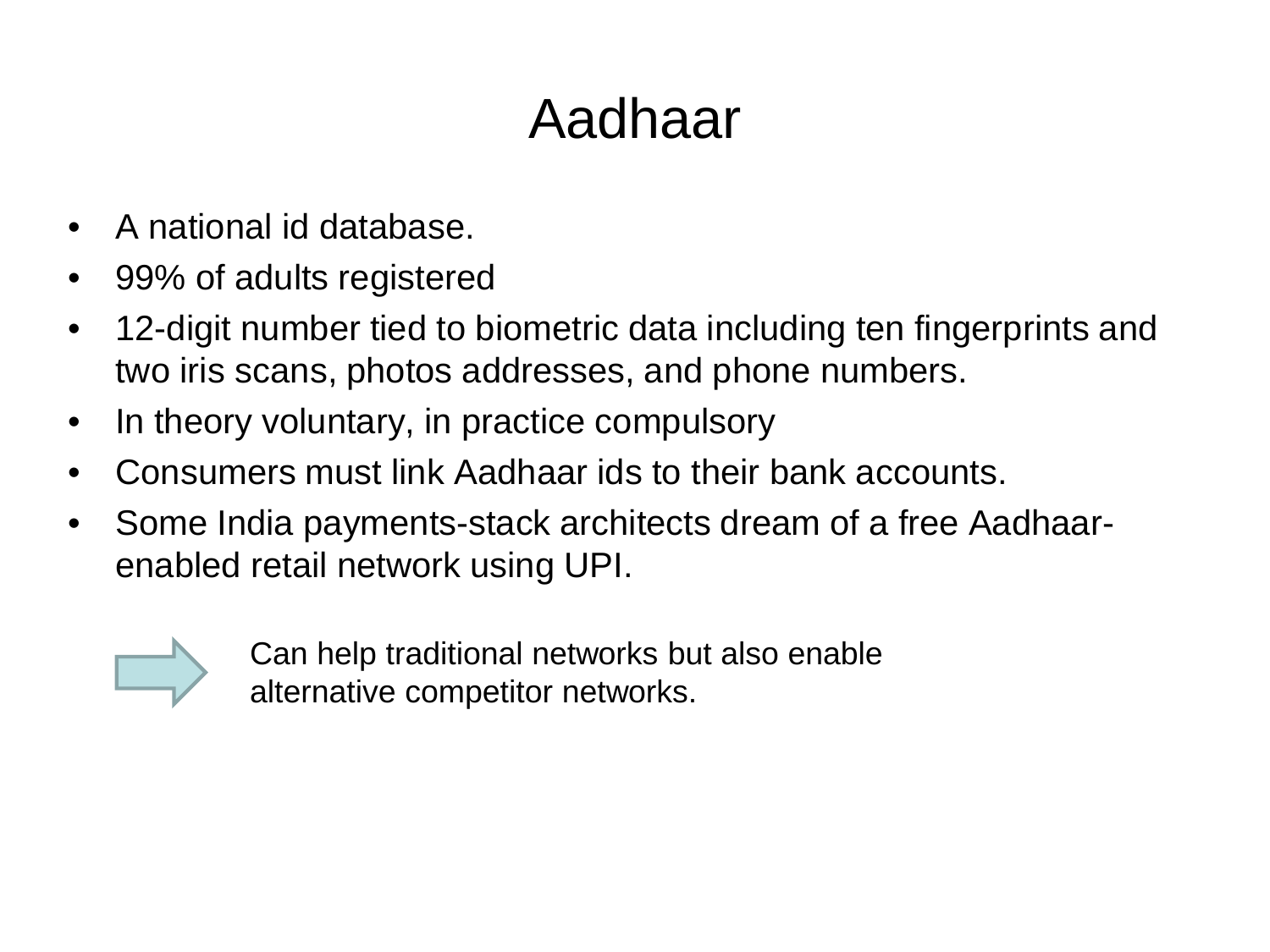# Aadhaar

- A national id database.
- 99% of adults registered
- 12-digit number tied to biometric data including ten fingerprints and two iris scans, photos addresses, and phone numbers.
- In theory voluntary, in practice compulsory
- Consumers must link Aadhaar ids to their bank accounts.
- Some India payments-stack architects dream of a free Aadhaar-enabled retail network using UPI.

→ Can help traditional networks but also enable alternative competitor networks.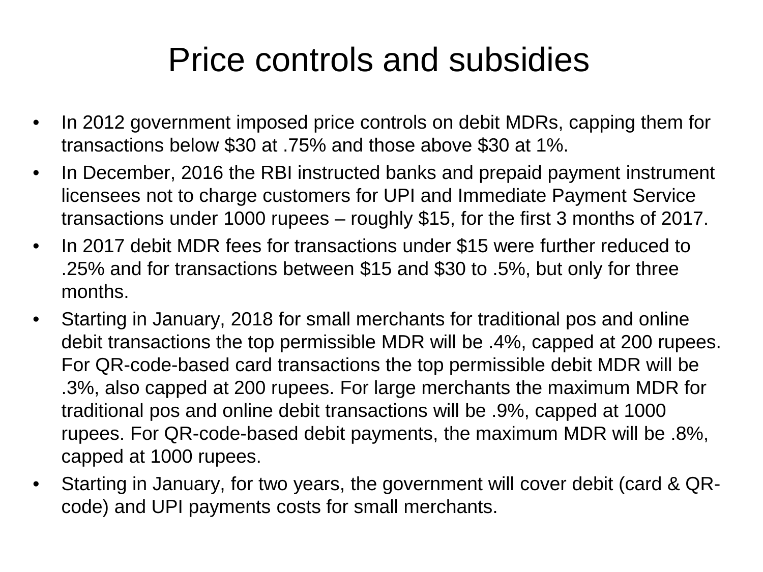# Price controls and subsidies

- In 2012 government imposed price controls on debit MDRs, capping them for transactions below $30 at .75% and those above $30 at 1%.
- In December, 2016 the RBI instructed banks and prepaid payment instrument licensees not to charge customers for UPI and Immediate Payment Service transactions under 1000 rupees – roughly $15, for the first 3 months of 2017.
- In 2017 debit MDR fees for transactions under $15 were further reduced to .25% and for transactions between $15 and $30 to .5%, but only for three months.
- Starting in January, 2018 for small merchants for traditional pos and online debit transactions the top permissible MDR will be .4%, capped at 200 rupees. For QR-code-based card transactions the top permissible debit MDR will be .3%, also capped at 200 rupees. For large merchants the maximum MDR for traditional pos and online debit transactions will be .9%, capped at 1000 rupees. For QR-code-based debit payments, the maximum MDR will be .8%, capped at 1000 rupees.
- Starting in January, for two years, the government will cover debit (card & QR-code) and UPI payments costs for small merchants.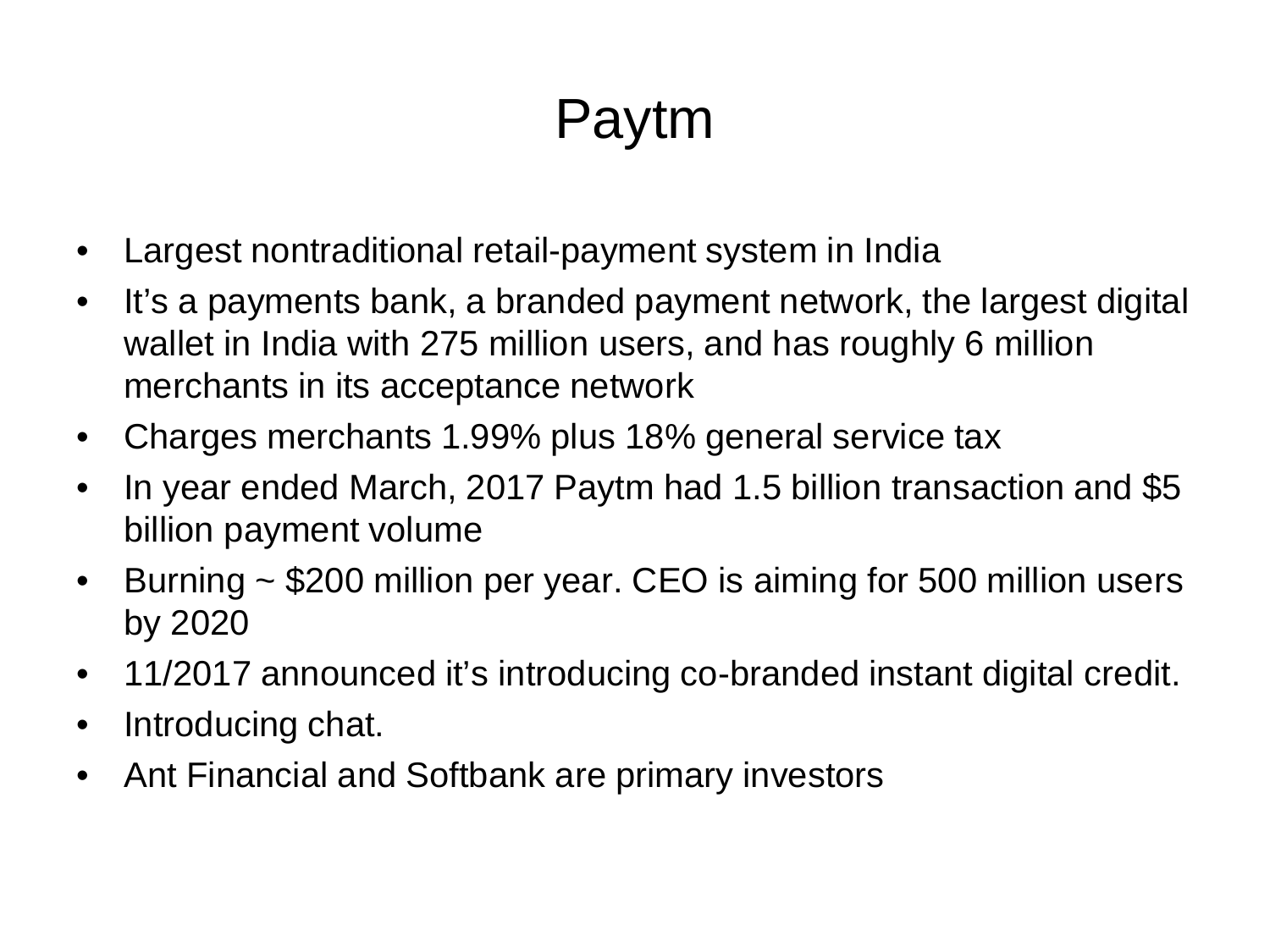# Paytm

- Largest nontraditional retail-payment system in India
- It’s a payments bank, a branded payment network, the largest digital wallet in India with 275 million users, and has roughly 6 million merchants in its acceptance network
- Charges merchants 1.99% plus 18% general service tax
- In year ended March, 2017 Paytm had 1.5 billion transaction and $5 billion payment volume
- Burning ~ $200 million per year. CEO is aiming for 500 million users by 2020
- 11/2017 announced it’s introducing co-branded instant digital credit.
- Introducing chat.
- Ant Financial and Softbank are primary investors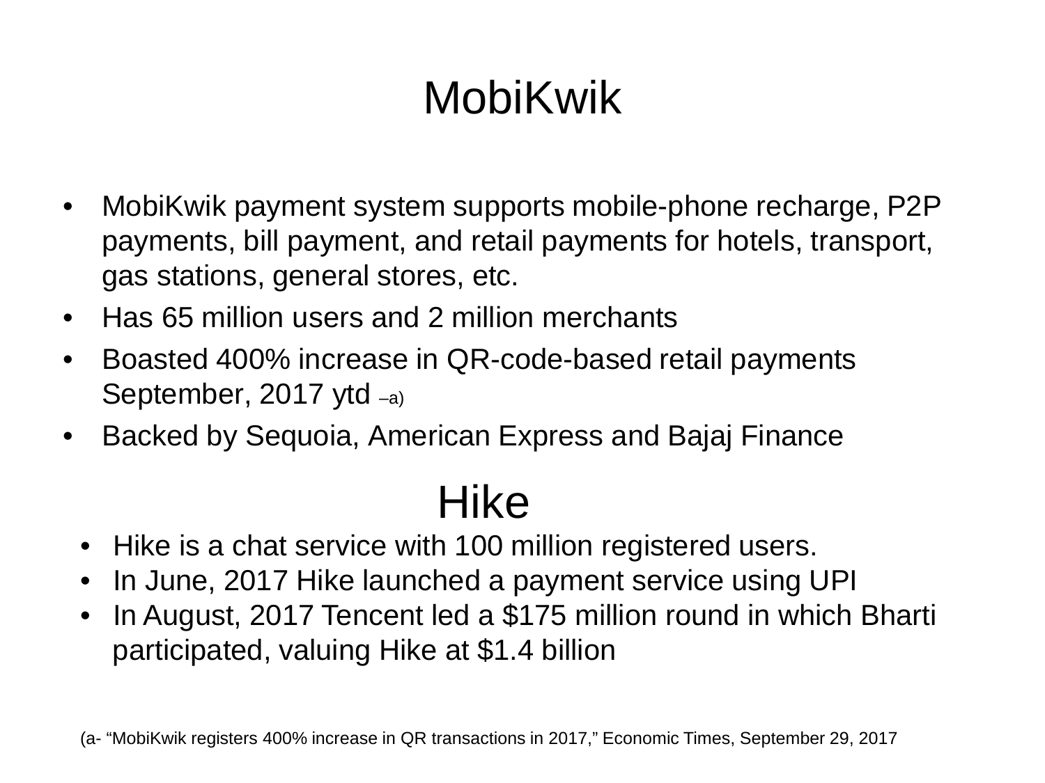# MobiKwik

- MobiKwik payment system supports mobile-phone recharge, P2P payments, bill payment, and retail payments for hotels, transport, gas stations, general stores, etc.
- Has 65 million users and 2 million merchants
- Boasted 400% increase in QR-code-based retail payments September, 2017 ytd –a)
- Backed by Sequoia, American Express and Bajaj Finance

# Hike

- Hike is a chat service with 100 million registered users.
- In June, 2017 Hike launched a payment service using UPI
- In August, 2017 Tencent led a $175 million round in which Bharti participated, valuing Hike at $1.4 billion

(a- “MobiKwik registers 400% increase in QR transactions in 2017,” Economic Times, September 29, 2017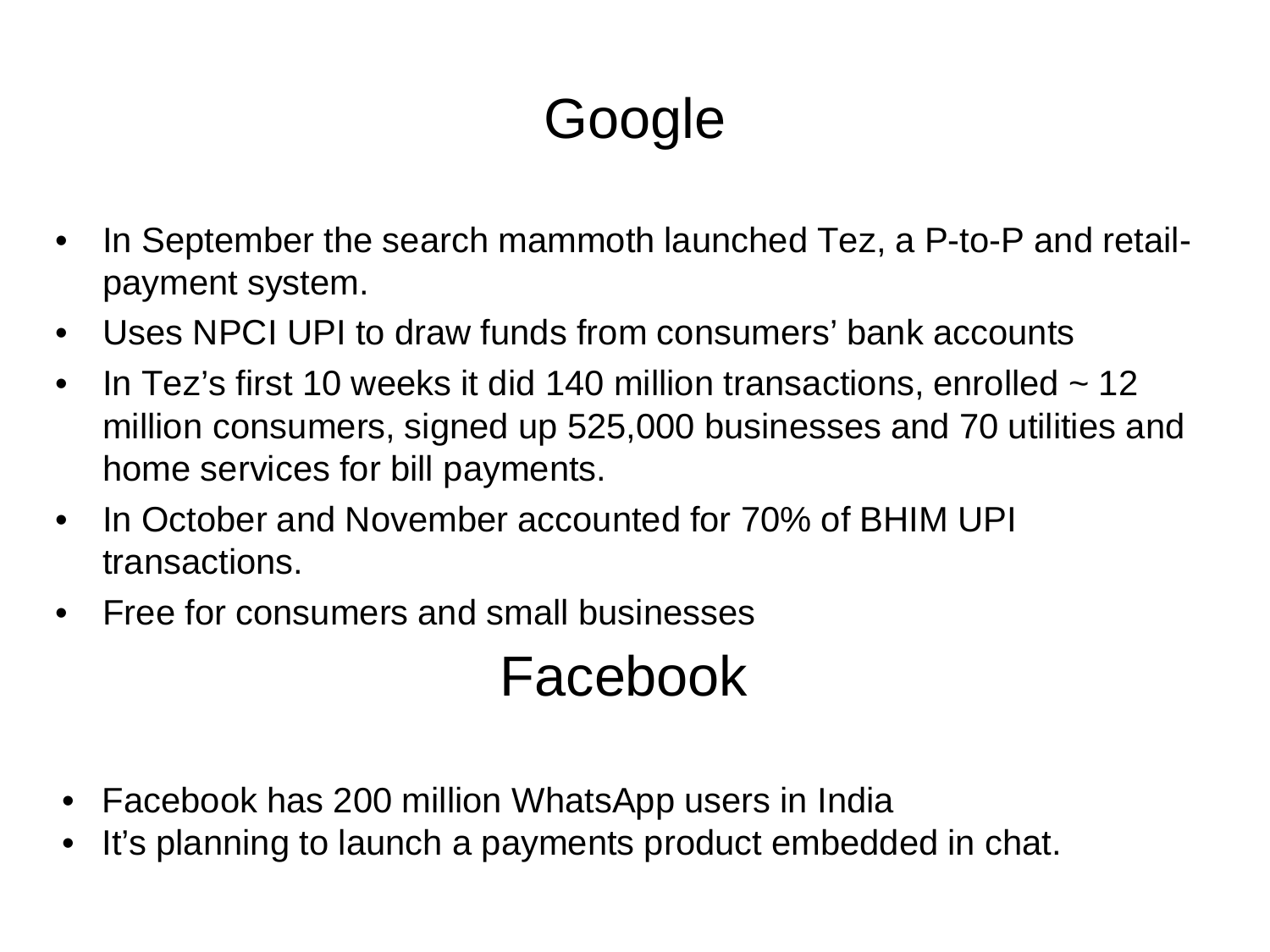# Google

- In September the search mammoth launched Tez, a P-to-P and retail-payment system.
- Uses NPCI UPI to draw funds from consumers' bank accounts
- In Tez's first 10 weeks it did 140 million transactions, enrolled ~ 12 million consumers, signed up 525,000 businesses and 70 utilities and home services for bill payments.
- In October and November accounted for 70% of BHIM UPI transactions.
- Free for consumers and small businesses

# Facebook

- Facebook has 200 million WhatsApp users in India
- It's planning to launch a payments product embedded in chat.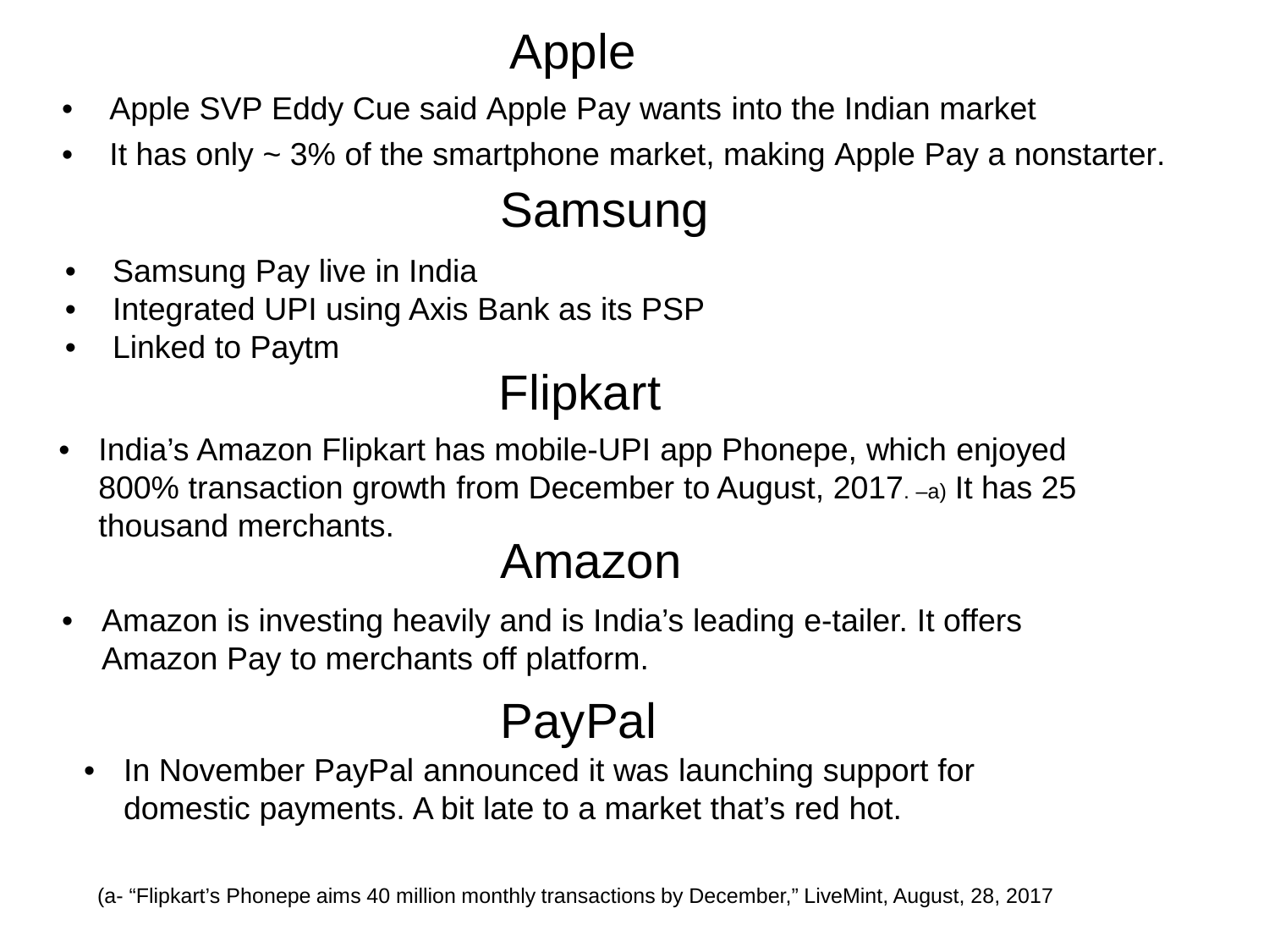# Apple

- Apple SVP Eddy Cue said Apple Pay wants into the Indian market
- It has only ~ 3% of the smartphone market, making Apple Pay a nonstarter.

# Samsung

- Samsung Pay live in India
- Integrated UPI using Axis Bank as its PSP
- Linked to Paytm

# Flipkart

- India's Amazon Flipkart has mobile-UPI app Phonepe, which enjoyed 800% transaction growth from December to August, 2017. –a) It has 25 thousand merchants.

# Amazon

- Amazon is investing heavily and is India's leading e-tailer. It offers Amazon Pay to merchants off platform.

# PayPal

- In November PayPal announced it was launching support for domestic payments. A bit late to a market that's red hot.

(a- "Flipkart's Phonepe aims 40 million monthly transactions by December," LiveMint, August, 28, 2017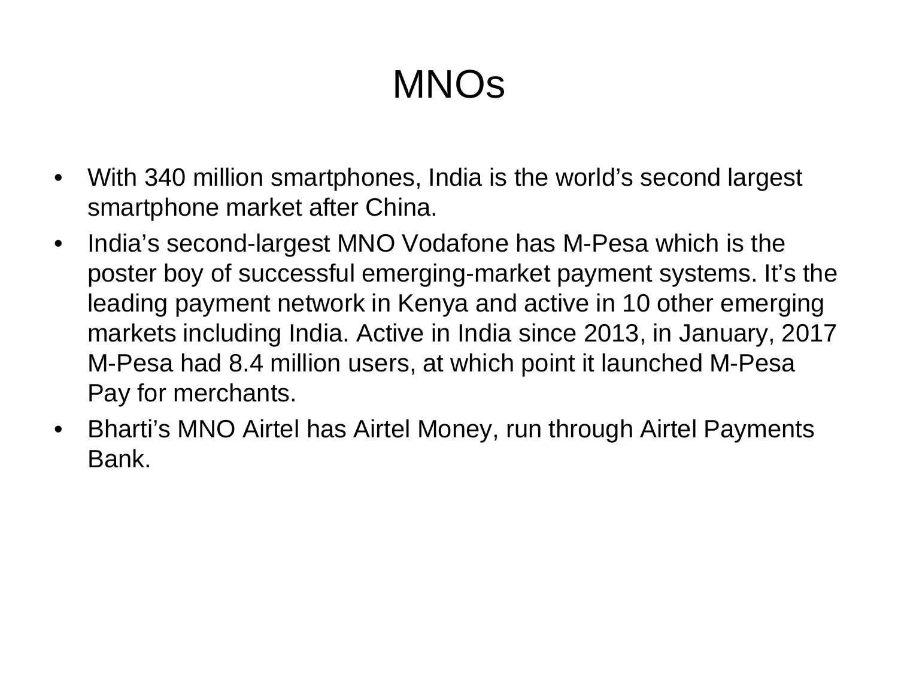# MNOs

- With 340 million smartphones, India is the world's second largest smartphone market after China.
- India's second-largest MNO Vodafone has M-Pesa which is the poster boy of successful emerging-market payment systems. It's the leading payment network in Kenya and active in 10 other emerging markets including India. Active in India since 2013, in January, 2017 M-Pesa had 8.4 million users, at which point it launched M-Pesa Pay for merchants.
- Bharti's MNO Airtel has Airtel Money, run through Airtel Payments Bank.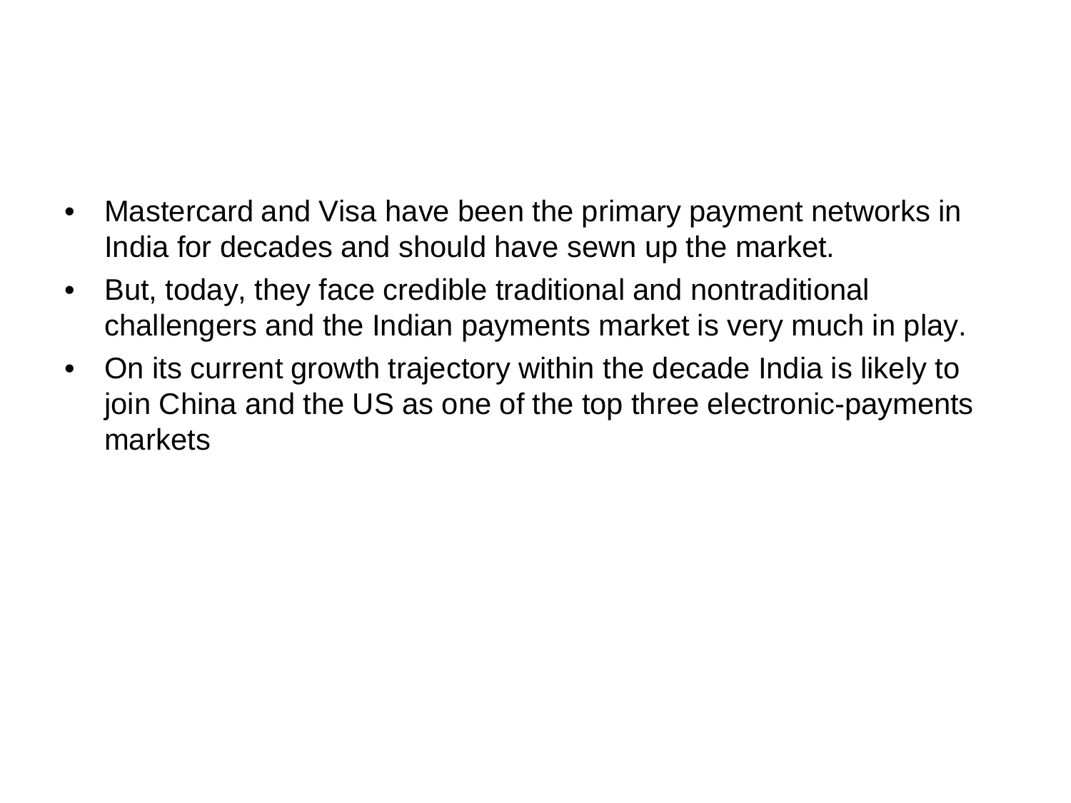- Mastercard and Visa have been the primary payment networks in India for decades and should have sewn up the market.
- But, today, they face credible traditional and nontraditional challengers and the Indian payments market is very much in play.
- On its current growth trajectory within the decade India is likely to join China and the US as one of the top three electronic-payments markets